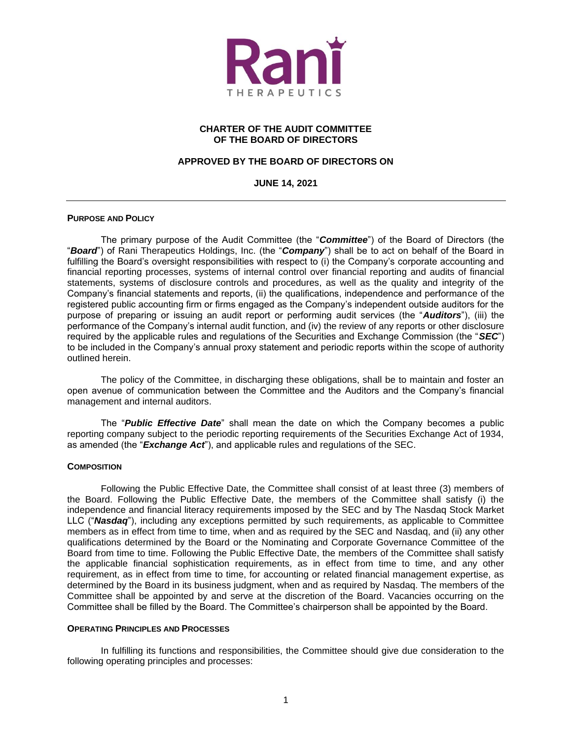# CHARTER OF THE AUDIT COMMITTEE OF THE BOARD OF DIRECTORS

## APPROVED BY THE BOARD OF DIRECTORS ON

## JUNE 14, 2021

---

### PURPOSE AND POLICY

The primary purpose of the Audit Committee (the "***Committee***") of the Board of Directors (the "***Board***") of Rani Therapeutics Holdings, Inc. (the "***Company***") shall be to act on behalf of the Board in fulfilling the Board's oversight responsibilities with respect to (i) the Company's corporate accounting and financial reporting processes, systems of internal control over financial reporting and audits of financial statements, systems of disclosure controls and procedures, as well as the quality and integrity of the Company's financial statements and reports, (ii) the qualifications, independence and performance of the registered public accounting firm or firms engaged as the Company's independent outside auditors for the purpose of preparing or issuing an audit report or performing audit services (the "***Auditors***"), (iii) the performance of the Company's internal audit function, and (iv) the review of any reports or other disclosure required by the applicable rules and regulations of the Securities and Exchange Commission (the "***SEC***") to be included in the Company's annual proxy statement and periodic reports within the scope of authority outlined herein.

The policy of the Committee, in discharging these obligations, shall be to maintain and foster an open avenue of communication between the Committee and the Auditors and the Company's financial management and internal auditors.

The "***Public Effective Date***" shall mean the date on which the Company becomes a public reporting company subject to the periodic reporting requirements of the Securities Exchange Act of 1934, as amended (the "***Exchange Act***"), and applicable rules and regulations of the SEC.

### COMPOSITION

Following the Public Effective Date, the Committee shall consist of at least three (3) members of the Board. Following the Public Effective Date, the members of the Committee shall satisfy (i) the independence and financial literacy requirements imposed by the SEC and by The Nasdaq Stock Market LLC ("***Nasdaq***"), including any exceptions permitted by such requirements, as applicable to Committee members as in effect from time to time, when and as required by the SEC and Nasdaq, and (ii) any other qualifications determined by the Board or the Nominating and Corporate Governance Committee of the Board from time to time. Following the Public Effective Date, the members of the Committee shall satisfy the applicable financial sophistication requirements, as in effect from time to time, and any other requirement, as in effect from time to time, for accounting or related financial management expertise, as determined by the Board in its business judgment, when and as required by Nasdaq. The members of the Committee shall be appointed by and serve at the discretion of the Board. Vacancies occurring on the Committee shall be filled by the Board. The Committee's chairperson shall be appointed by the Board.

### OPERATING PRINCIPLES AND PROCESSES

In fulfilling its functions and responsibilities, the Committee should give due consideration to the following operating principles and processes: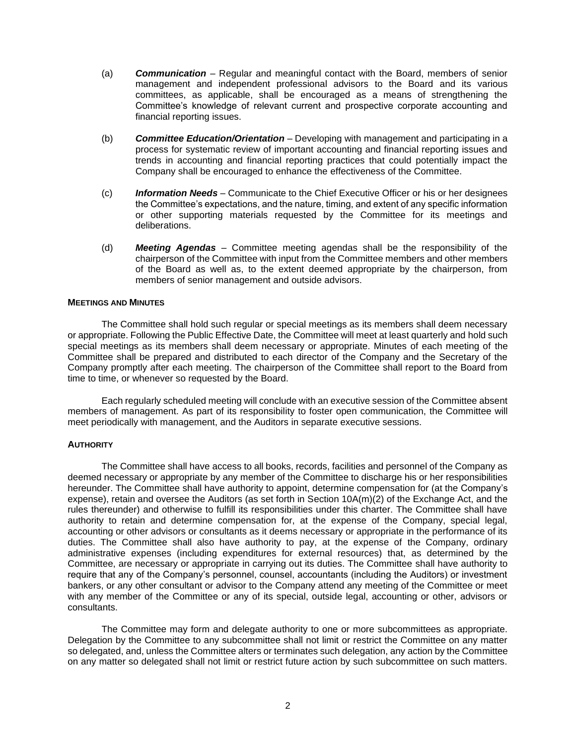(a) ***Communication*** – Regular and meaningful contact with the Board, members of senior management and independent professional advisors to the Board and its various committees, as applicable, shall be encouraged as a means of strengthening the Committee's knowledge of relevant current and prospective corporate accounting and financial reporting issues.

(b) ***Committee Education/Orientation*** – Developing with management and participating in a process for systematic review of important accounting and financial reporting issues and trends in accounting and financial reporting practices that could potentially impact the Company shall be encouraged to enhance the effectiveness of the Committee.

(c) ***Information Needs*** – Communicate to the Chief Executive Officer or his or her designees the Committee's expectations, and the nature, timing, and extent of any specific information or other supporting materials requested by the Committee for its meetings and deliberations.

(d) ***Meeting Agendas*** – Committee meeting agendas shall be the responsibility of the chairperson of the Committee with input from the Committee members and other members of the Board as well as, to the extent deemed appropriate by the chairperson, from members of senior management and outside advisors.

**MEETINGS AND MINUTES**

The Committee shall hold such regular or special meetings as its members shall deem necessary or appropriate. Following the Public Effective Date, the Committee will meet at least quarterly and hold such special meetings as its members shall deem necessary or appropriate. Minutes of each meeting of the Committee shall be prepared and distributed to each director of the Company and the Secretary of the Company promptly after each meeting. The chairperson of the Committee shall report to the Board from time to time, or whenever so requested by the Board.

Each regularly scheduled meeting will conclude with an executive session of the Committee absent members of management. As part of its responsibility to foster open communication, the Committee will meet periodically with management, and the Auditors in separate executive sessions.

**AUTHORITY**

The Committee shall have access to all books, records, facilities and personnel of the Company as deemed necessary or appropriate by any member of the Committee to discharge his or her responsibilities hereunder. The Committee shall have authority to appoint, determine compensation for (at the Company's expense), retain and oversee the Auditors (as set forth in Section 10A(m)(2) of the Exchange Act, and the rules thereunder) and otherwise to fulfill its responsibilities under this charter. The Committee shall have authority to retain and determine compensation for, at the expense of the Company, special legal, accounting or other advisors or consultants as it deems necessary or appropriate in the performance of its duties. The Committee shall also have authority to pay, at the expense of the Company, ordinary administrative expenses (including expenditures for external resources) that, as determined by the Committee, are necessary or appropriate in carrying out its duties. The Committee shall have authority to require that any of the Company's personnel, counsel, accountants (including the Auditors) or investment bankers, or any other consultant or advisor to the Company attend any meeting of the Committee or meet with any member of the Committee or any of its special, outside legal, accounting or other, advisors or consultants.

The Committee may form and delegate authority to one or more subcommittees as appropriate. Delegation by the Committee to any subcommittee shall not limit or restrict the Committee on any matter so delegated, and, unless the Committee alters or terminates such delegation, any action by the Committee on any matter so delegated shall not limit or restrict future action by such subcommittee on such matters.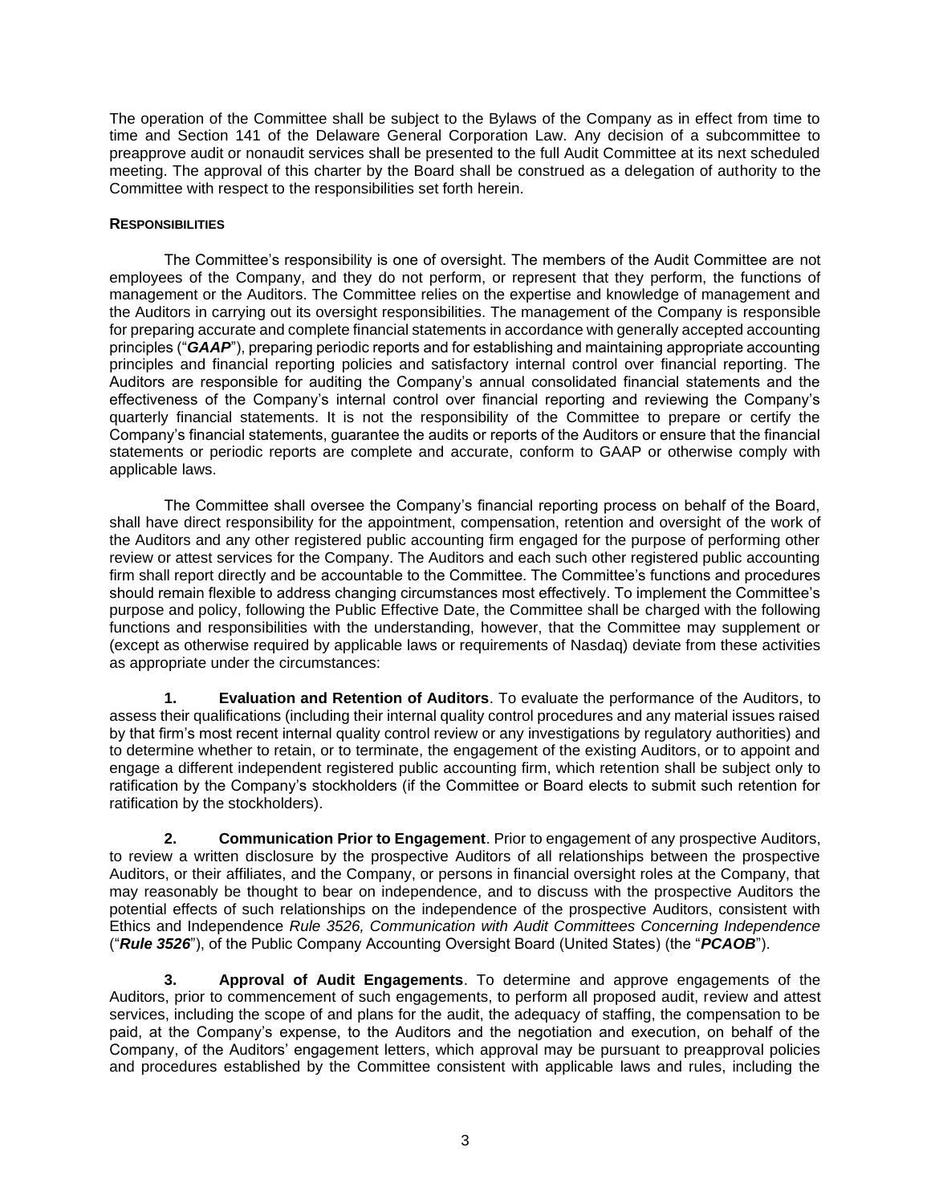The operation of the Committee shall be subject to the Bylaws of the Company as in effect from time to time and Section 141 of the Delaware General Corporation Law. Any decision of a subcommittee to preapprove audit or nonaudit services shall be presented to the full Audit Committee at its next scheduled meeting. The approval of this charter by the Board shall be construed as a delegation of authority to the Committee with respect to the responsibilities set forth herein.

**RESPONSIBILITIES**

The Committee's responsibility is one of oversight. The members of the Audit Committee are not employees of the Company, and they do not perform, or represent that they perform, the functions of management or the Auditors. The Committee relies on the expertise and knowledge of management and the Auditors in carrying out its oversight responsibilities. The management of the Company is responsible for preparing accurate and complete financial statements in accordance with generally accepted accounting principles ("***GAAP***"), preparing periodic reports and for establishing and maintaining appropriate accounting principles and financial reporting policies and satisfactory internal control over financial reporting. The Auditors are responsible for auditing the Company's annual consolidated financial statements and the effectiveness of the Company's internal control over financial reporting and reviewing the Company's quarterly financial statements. It is not the responsibility of the Committee to prepare or certify the Company's financial statements, guarantee the audits or reports of the Auditors or ensure that the financial statements or periodic reports are complete and accurate, conform to GAAP or otherwise comply with applicable laws.

The Committee shall oversee the Company's financial reporting process on behalf of the Board, shall have direct responsibility for the appointment, compensation, retention and oversight of the work of the Auditors and any other registered public accounting firm engaged for the purpose of performing other review or attest services for the Company. The Auditors and each such other registered public accounting firm shall report directly and be accountable to the Committee. The Committee's functions and procedures should remain flexible to address changing circumstances most effectively. To implement the Committee's purpose and policy, following the Public Effective Date, the Committee shall be charged with the following functions and responsibilities with the understanding, however, that the Committee may supplement or (except as otherwise required by applicable laws or requirements of Nasdaq) deviate from these activities as appropriate under the circumstances:

**1. Evaluation and Retention of Auditors**. To evaluate the performance of the Auditors, to assess their qualifications (including their internal quality control procedures and any material issues raised by that firm's most recent internal quality control review or any investigations by regulatory authorities) and to determine whether to retain, or to terminate, the engagement of the existing Auditors, or to appoint and engage a different independent registered public accounting firm, which retention shall be subject only to ratification by the Company's stockholders (if the Committee or Board elects to submit such retention for ratification by the stockholders).

**2. Communication Prior to Engagement**. Prior to engagement of any prospective Auditors, to review a written disclosure by the prospective Auditors of all relationships between the prospective Auditors, or their affiliates, and the Company, or persons in financial oversight roles at the Company, that may reasonably be thought to bear on independence, and to discuss with the prospective Auditors the potential effects of such relationships on the independence of the prospective Auditors, consistent with Ethics and Independence *Rule 3526, Communication with Audit Committees Concerning Independence* ("***Rule 3526***"), of the Public Company Accounting Oversight Board (United States) (the "***PCAOB***").

**3. Approval of Audit Engagements**. To determine and approve engagements of the Auditors, prior to commencement of such engagements, to perform all proposed audit, review and attest services, including the scope of and plans for the audit, the adequacy of staffing, the compensation to be paid, at the Company's expense, to the Auditors and the negotiation and execution, on behalf of the Company, of the Auditors' engagement letters, which approval may be pursuant to preapproval policies and procedures established by the Committee consistent with applicable laws and rules, including the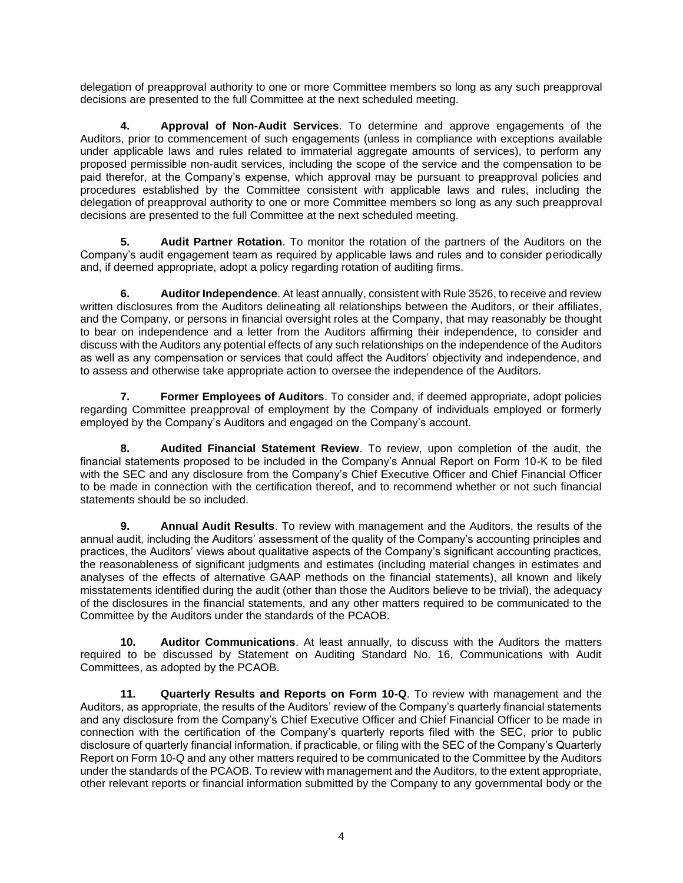delegation of preapproval authority to one or more Committee members so long as any such preapproval decisions are presented to the full Committee at the next scheduled meeting.

**4. Approval of Non-Audit Services**. To determine and approve engagements of the Auditors, prior to commencement of such engagements (unless in compliance with exceptions available under applicable laws and rules related to immaterial aggregate amounts of services), to perform any proposed permissible non-audit services, including the scope of the service and the compensation to be paid therefor, at the Company's expense, which approval may be pursuant to preapproval policies and procedures established by the Committee consistent with applicable laws and rules, including the delegation of preapproval authority to one or more Committee members so long as any such preapproval decisions are presented to the full Committee at the next scheduled meeting.

**5. Audit Partner Rotation**. To monitor the rotation of the partners of the Auditors on the Company's audit engagement team as required by applicable laws and rules and to consider periodically and, if deemed appropriate, adopt a policy regarding rotation of auditing firms.

**6. Auditor Independence**. At least annually, consistent with Rule 3526, to receive and review written disclosures from the Auditors delineating all relationships between the Auditors, or their affiliates, and the Company, or persons in financial oversight roles at the Company, that may reasonably be thought to bear on independence and a letter from the Auditors affirming their independence, to consider and discuss with the Auditors any potential effects of any such relationships on the independence of the Auditors as well as any compensation or services that could affect the Auditors' objectivity and independence, and to assess and otherwise take appropriate action to oversee the independence of the Auditors.

**7. Former Employees of Auditors**. To consider and, if deemed appropriate, adopt policies regarding Committee preapproval of employment by the Company of individuals employed or formerly employed by the Company's Auditors and engaged on the Company's account.

**8. Audited Financial Statement Review**. To review, upon completion of the audit, the financial statements proposed to be included in the Company's Annual Report on Form 10-K to be filed with the SEC and any disclosure from the Company's Chief Executive Officer and Chief Financial Officer to be made in connection with the certification thereof, and to recommend whether or not such financial statements should be so included.

**9. Annual Audit Results**. To review with management and the Auditors, the results of the annual audit, including the Auditors' assessment of the quality of the Company's accounting principles and practices, the Auditors' views about qualitative aspects of the Company's significant accounting practices, the reasonableness of significant judgments and estimates (including material changes in estimates and analyses of the effects of alternative GAAP methods on the financial statements), all known and likely misstatements identified during the audit (other than those the Auditors believe to be trivial), the adequacy of the disclosures in the financial statements, and any other matters required to be communicated to the Committee by the Auditors under the standards of the PCAOB.

**10. Auditor Communications**. At least annually, to discuss with the Auditors the matters required to be discussed by Statement on Auditing Standard No. 16, Communications with Audit Committees, as adopted by the PCAOB.

**11. Quarterly Results and Reports on Form 10-Q**. To review with management and the Auditors, as appropriate, the results of the Auditors' review of the Company's quarterly financial statements and any disclosure from the Company's Chief Executive Officer and Chief Financial Officer to be made in connection with the certification of the Company's quarterly reports filed with the SEC, prior to public disclosure of quarterly financial information, if practicable, or filing with the SEC of the Company's Quarterly Report on Form 10-Q and any other matters required to be communicated to the Committee by the Auditors under the standards of the PCAOB. To review with management and the Auditors, to the extent appropriate, other relevant reports or financial information submitted by the Company to any governmental body or the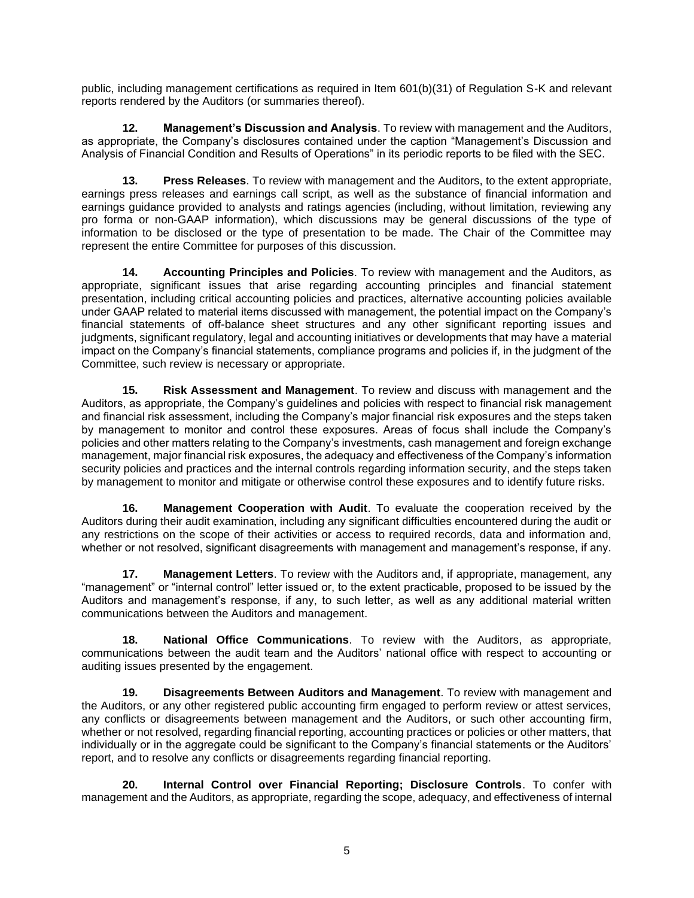public, including management certifications as required in Item 601(b)(31) of Regulation S-K and relevant reports rendered by the Auditors (or summaries thereof).

**12. Management's Discussion and Analysis**. To review with management and the Auditors, as appropriate, the Company's disclosures contained under the caption "Management's Discussion and Analysis of Financial Condition and Results of Operations" in its periodic reports to be filed with the SEC.

**13. Press Releases**. To review with management and the Auditors, to the extent appropriate, earnings press releases and earnings call script, as well as the substance of financial information and earnings guidance provided to analysts and ratings agencies (including, without limitation, reviewing any pro forma or non-GAAP information), which discussions may be general discussions of the type of information to be disclosed or the type of presentation to be made. The Chair of the Committee may represent the entire Committee for purposes of this discussion.

**14. Accounting Principles and Policies**. To review with management and the Auditors, as appropriate, significant issues that arise regarding accounting principles and financial statement presentation, including critical accounting policies and practices, alternative accounting policies available under GAAP related to material items discussed with management, the potential impact on the Company's financial statements of off-balance sheet structures and any other significant reporting issues and judgments, significant regulatory, legal and accounting initiatives or developments that may have a material impact on the Company's financial statements, compliance programs and policies if, in the judgment of the Committee, such review is necessary or appropriate.

**15. Risk Assessment and Management**. To review and discuss with management and the Auditors, as appropriate, the Company's guidelines and policies with respect to financial risk management and financial risk assessment, including the Company's major financial risk exposures and the steps taken by management to monitor and control these exposures. Areas of focus shall include the Company's policies and other matters relating to the Company's investments, cash management and foreign exchange management, major financial risk exposures, the adequacy and effectiveness of the Company's information security policies and practices and the internal controls regarding information security, and the steps taken by management to monitor and mitigate or otherwise control these exposures and to identify future risks.

**16. Management Cooperation with Audit**. To evaluate the cooperation received by the Auditors during their audit examination, including any significant difficulties encountered during the audit or any restrictions on the scope of their activities or access to required records, data and information and, whether or not resolved, significant disagreements with management and management's response, if any.

**17. Management Letters**. To review with the Auditors and, if appropriate, management, any "management" or "internal control" letter issued or, to the extent practicable, proposed to be issued by the Auditors and management's response, if any, to such letter, as well as any additional material written communications between the Auditors and management.

**18. National Office Communications**. To review with the Auditors, as appropriate, communications between the audit team and the Auditors' national office with respect to accounting or auditing issues presented by the engagement.

**19. Disagreements Between Auditors and Management**. To review with management and the Auditors, or any other registered public accounting firm engaged to perform review or attest services, any conflicts or disagreements between management and the Auditors, or such other accounting firm, whether or not resolved, regarding financial reporting, accounting practices or policies or other matters, that individually or in the aggregate could be significant to the Company's financial statements or the Auditors' report, and to resolve any conflicts or disagreements regarding financial reporting.

**20. Internal Control over Financial Reporting; Disclosure Controls**. To confer with management and the Auditors, as appropriate, regarding the scope, adequacy, and effectiveness of internal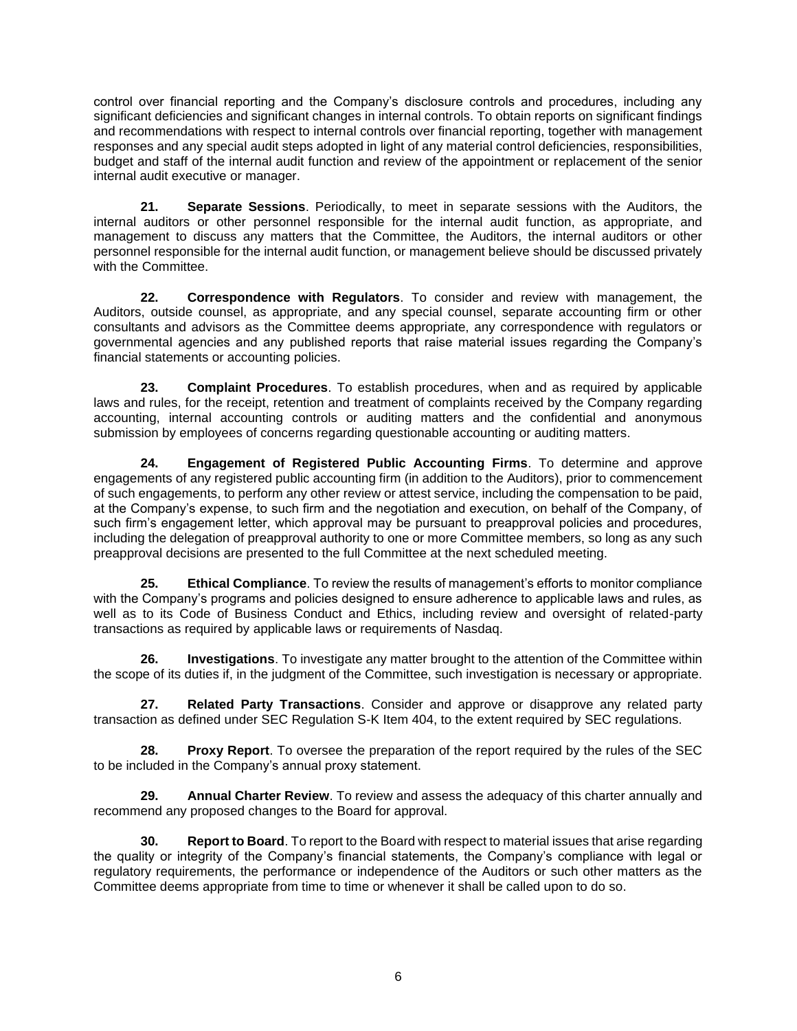control over financial reporting and the Company's disclosure controls and procedures, including any significant deficiencies and significant changes in internal controls. To obtain reports on significant findings and recommendations with respect to internal controls over financial reporting, together with management responses and any special audit steps adopted in light of any material control deficiencies, responsibilities, budget and staff of the internal audit function and review of the appointment or replacement of the senior internal audit executive or manager.

**21. Separate Sessions**. Periodically, to meet in separate sessions with the Auditors, the internal auditors or other personnel responsible for the internal audit function, as appropriate, and management to discuss any matters that the Committee, the Auditors, the internal auditors or other personnel responsible for the internal audit function, or management believe should be discussed privately with the Committee.

**22. Correspondence with Regulators**. To consider and review with management, the Auditors, outside counsel, as appropriate, and any special counsel, separate accounting firm or other consultants and advisors as the Committee deems appropriate, any correspondence with regulators or governmental agencies and any published reports that raise material issues regarding the Company's financial statements or accounting policies.

**23. Complaint Procedures**. To establish procedures, when and as required by applicable laws and rules, for the receipt, retention and treatment of complaints received by the Company regarding accounting, internal accounting controls or auditing matters and the confidential and anonymous submission by employees of concerns regarding questionable accounting or auditing matters.

**24. Engagement of Registered Public Accounting Firms**. To determine and approve engagements of any registered public accounting firm (in addition to the Auditors), prior to commencement of such engagements, to perform any other review or attest service, including the compensation to be paid, at the Company's expense, to such firm and the negotiation and execution, on behalf of the Company, of such firm's engagement letter, which approval may be pursuant to preapproval policies and procedures, including the delegation of preapproval authority to one or more Committee members, so long as any such preapproval decisions are presented to the full Committee at the next scheduled meeting.

**25. Ethical Compliance**. To review the results of management's efforts to monitor compliance with the Company's programs and policies designed to ensure adherence to applicable laws and rules, as well as to its Code of Business Conduct and Ethics, including review and oversight of related-party transactions as required by applicable laws or requirements of Nasdaq.

**26. Investigations**. To investigate any matter brought to the attention of the Committee within the scope of its duties if, in the judgment of the Committee, such investigation is necessary or appropriate.

**27. Related Party Transactions**. Consider and approve or disapprove any related party transaction as defined under SEC Regulation S-K Item 404, to the extent required by SEC regulations.

**28. Proxy Report**. To oversee the preparation of the report required by the rules of the SEC to be included in the Company's annual proxy statement.

**29. Annual Charter Review**. To review and assess the adequacy of this charter annually and recommend any proposed changes to the Board for approval.

**30. Report to Board**. To report to the Board with respect to material issues that arise regarding the quality or integrity of the Company's financial statements, the Company's compliance with legal or regulatory requirements, the performance or independence of the Auditors or such other matters as the Committee deems appropriate from time to time or whenever it shall be called upon to do so.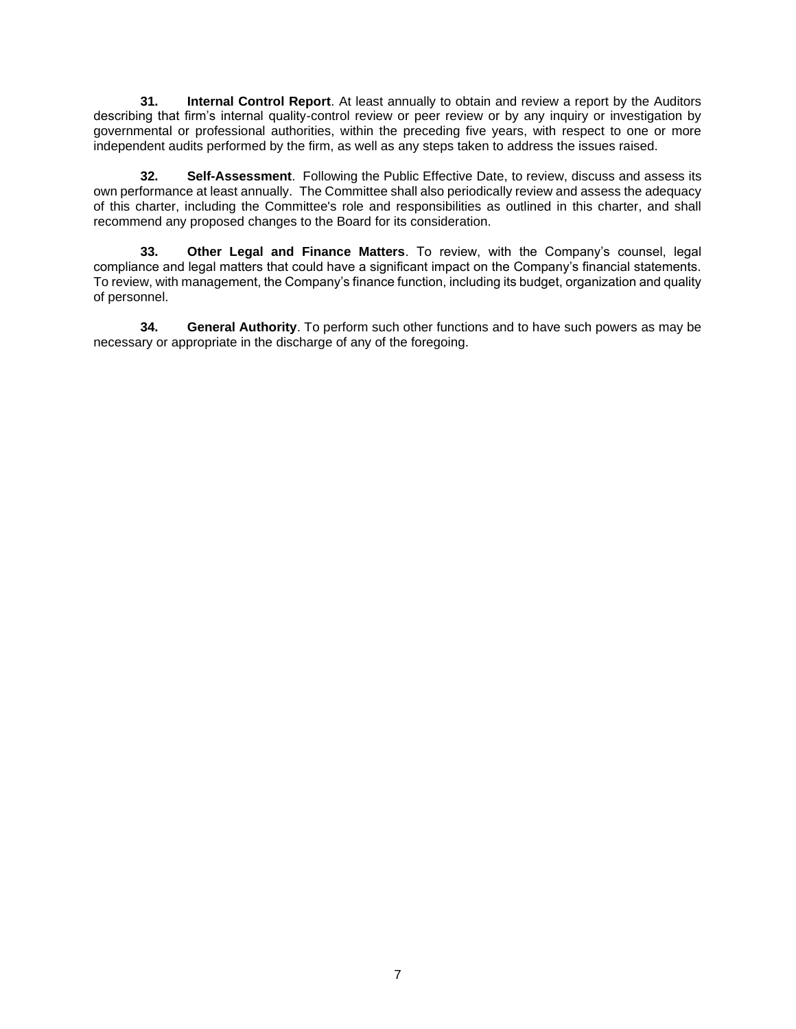**31. Internal Control Report**. At least annually to obtain and review a report by the Auditors describing that firm's internal quality-control review or peer review or by any inquiry or investigation by governmental or professional authorities, within the preceding five years, with respect to one or more independent audits performed by the firm, as well as any steps taken to address the issues raised.

**32. Self-Assessment**. Following the Public Effective Date, to review, discuss and assess its own performance at least annually. The Committee shall also periodically review and assess the adequacy of this charter, including the Committee's role and responsibilities as outlined in this charter, and shall recommend any proposed changes to the Board for its consideration.

**33. Other Legal and Finance Matters**. To review, with the Company's counsel, legal compliance and legal matters that could have a significant impact on the Company's financial statements. To review, with management, the Company's finance function, including its budget, organization and quality of personnel.

**34. General Authority**. To perform such other functions and to have such powers as may be necessary or appropriate in the discharge of any of the foregoing.